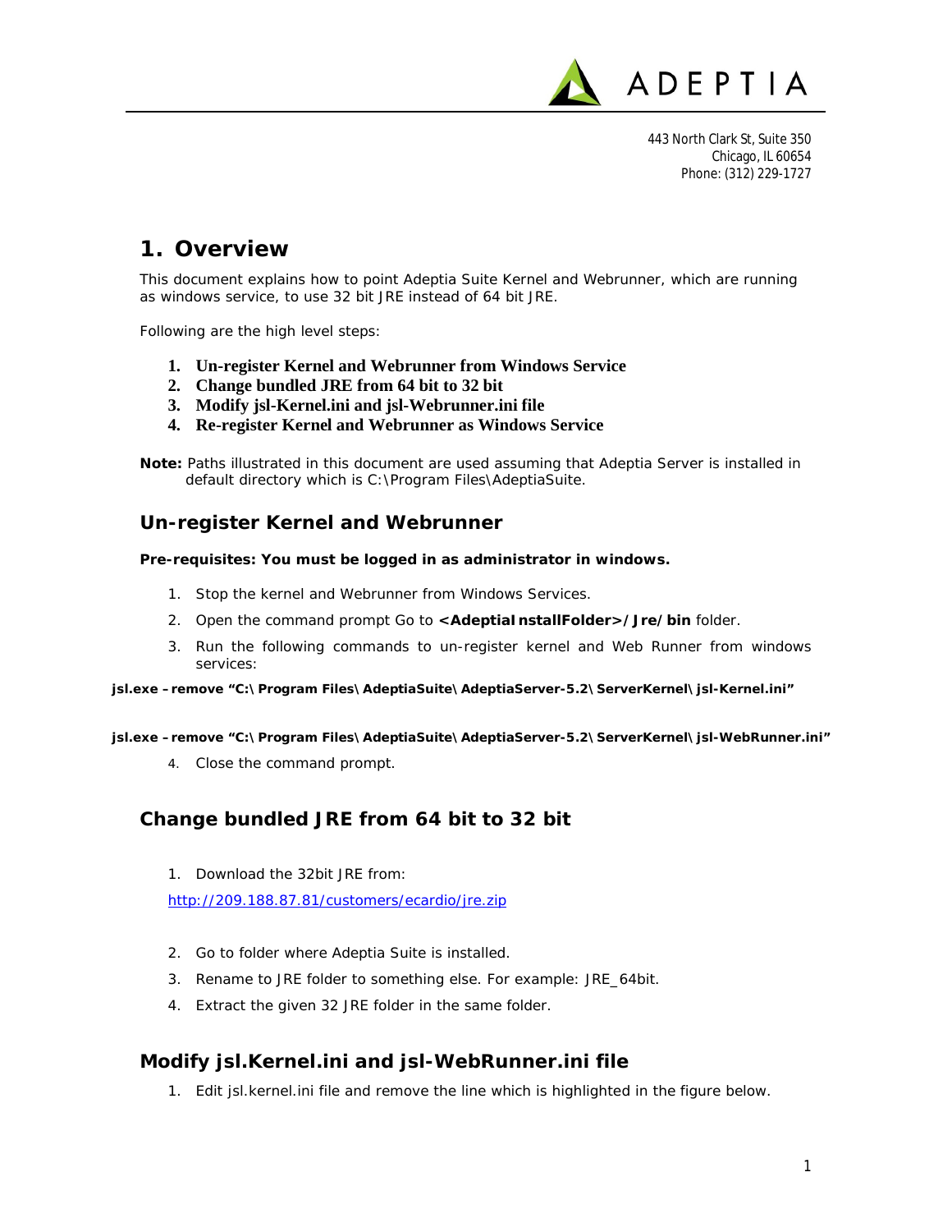443 North Clark St, Suite 350
Chicago, IL 60654
Phone: (312) 229-1727

# 1. Overview

This document explains how to point Adeptia Suite Kernel and Webrunner, which are running as windows service, to use 32 bit JRE instead of 64 bit JRE.

Following are the high level steps:

1. **Un-register Kernel and Webrunner from Windows Service**
2. **Change bundled JRE from 64 bit to 32 bit**
3. **Modify jsl-Kernel.ini and jsl-Webrunner.ini file**
4. **Re-register Kernel and Webrunner as Windows Service**

**Note:** Paths illustrated in this document are used assuming that Adeptia Server is installed in default directory which is C:\Program Files\AdeptiaSuite.

## Un-register Kernel and Webrunner

**Pre-requisites: You must be logged in as administrator in windows.**

1. Stop the kernel and Webrunner from Windows Services.
2. Open the command prompt Go to **<AdeptiaInstallFolder>/Jre/bin** folder.
3. Run the following commands to un-register kernel and Web Runner from windows services:

**jsl.exe –remove "C:\Program Files\AdeptiaSuite\AdeptiaServer-5.2\ServerKernel\jsl-Kernel.ini"**

**jsl.exe –remove "C:\Program Files\AdeptiaSuite\AdeptiaServer-5.2\ServerKernel\jsl-WebRunner.ini"**

4. Close the command prompt.

## Change bundled JRE from 64 bit to 32 bit

1. Download the 32bit JRE from:

   http://209.188.87.81/customers/ecardio/jre.zip

2. Go to folder where Adeptia Suite is installed.
3. Rename to JRE folder to something else. For example: JRE_64bit.
4. Extract the given 32 JRE folder in the same folder.

## Modify jsl.Kernel.ini and jsl-WebRunner.ini file

1. Edit jsl.kernel.ini file and remove the line which is highlighted in the figure below.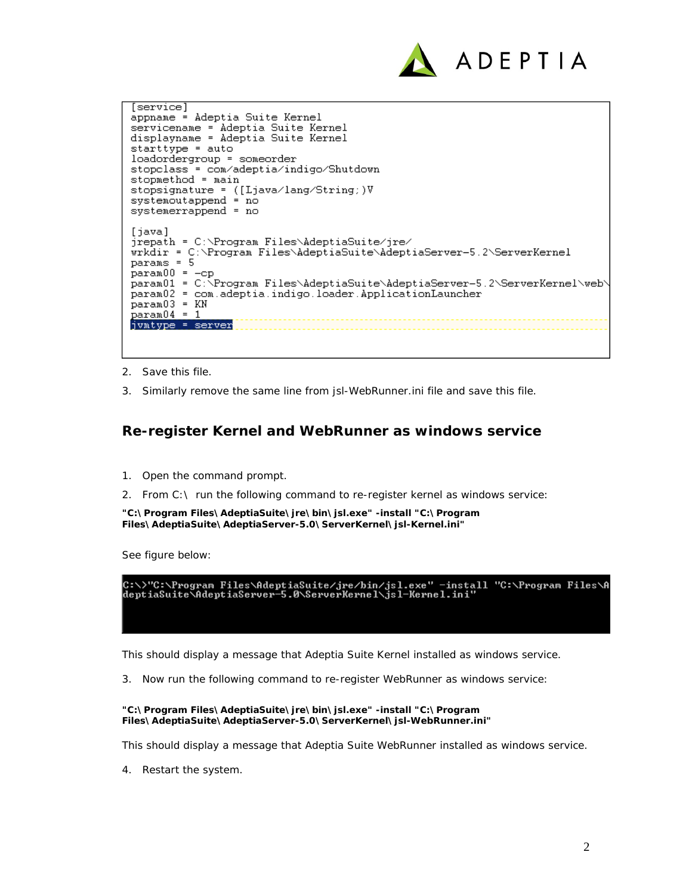```
[service]
appname = Adeptia Suite Kernel
servicename = Adeptia Suite Kernel
displayname = Adeptia Suite Kernel
starttype = auto
loadordergroup = someorder
stopclass = com/adeptia/indigo/Shutdown
stopmethod = main
stopsignature = ([Ljava/lang/String;)V
systemoutappend = no
systemerrappend = no

[java]
jrepath = C:\Program Files\AdeptiaSuite/jre/
wrkdir = C:\Program Files\AdeptiaSuite\AdeptiaServer-5.2\ServerKernel
params = 5
param00 = -cp
param01 = C:\Program Files\AdeptiaSuite\AdeptiaServer-5.2\ServerKernel\web\
param02 = com.adeptia.indigo.loader.ApplicationLauncher
param03 = KN
param04 = 1
jvmtype = server
```

2. Save this file.
3. Similarly remove the same line from jsl-WebRunner.ini file and save this file.

## Re-register Kernel and WebRunner as windows service

1. Open the command prompt.
2. From C:\ run the following command to re-register kernel as windows service:

**"C:\Program Files\AdeptiaSuite\jre\bin\jsl.exe" -install "C:\Program Files\AdeptiaSuite\AdeptiaServer-5.0\ServerKernel\jsl-Kernel.ini"**

See figure below:

```
C:\>"C:\Program Files\AdeptiaSuite/jre/bin/jsl.exe" -install "C:\Program Files\AdeptiaSuite\AdeptiaServer-5.0\ServerKernel\jsl-Kernel.ini"
```

This should display a message that Adeptia Suite Kernel installed as windows service.

3. Now run the following command to re-register WebRunner as windows service:

**"C:\Program Files\AdeptiaSuite\jre\bin\jsl.exe" -install "C:\Program Files\AdeptiaSuite\AdeptiaServer-5.0\ServerKernel\jsl-WebRunner.ini"**

This should display a message that Adeptia Suite WebRunner installed as windows service.

4. Restart the system.